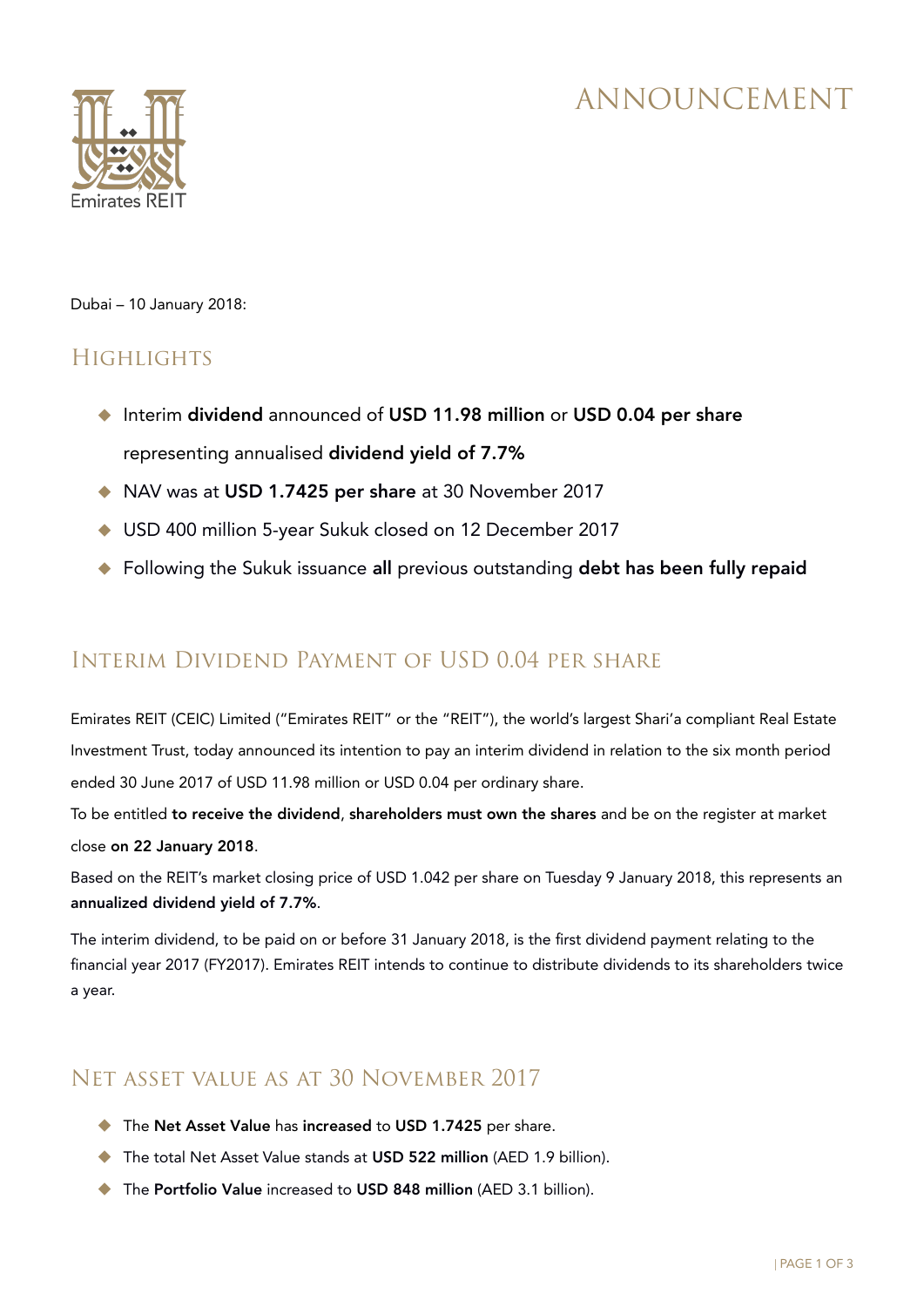# ANNOUNCEMENT

Emirates REIT

Dubai – 10 January 2018:

## Highlights

- Interim **dividend** announced of **USD 11.98 million** or **USD 0.04 per share** representing annualised **dividend yield of 7.7%**
- NAV was at **USD 1.7425 per share** at 30 November 2017
- USD 400 million 5-year Sukuk closed on 12 December 2017
- Following the Sukuk issuance **all** previous outstanding **debt has been fully repaid**

## Interim Dividend Payment of USD 0.04 per share

Emirates REIT (CEIC) Limited ("Emirates REIT" or the "REIT"), the world's largest Shari'a compliant Real Estate Investment Trust, today announced its intention to pay an interim dividend in relation to the six month period ended 30 June 2017 of USD 11.98 million or USD 0.04 per ordinary share.

To be entitled **to receive the dividend**, **shareholders must own the shares** and be on the register at market close **on 22 January 2018**.

Based on the REIT's market closing price of USD 1.042 per share on Tuesday 9 January 2018, this represents an **annualized dividend yield of 7.7%**.

The interim dividend, to be paid on or before 31 January 2018, is the first dividend payment relating to the financial year 2017 (FY2017). Emirates REIT intends to continue to distribute dividends to its shareholders twice a year.

## Net asset value as at 30 November 2017

- The **Net Asset Value** has **increased** to **USD 1.7425** per share.
- The total Net Asset Value stands at **USD 522 million** (AED 1.9 billion).
- The **Portfolio Value** increased to **USD 848 million** (AED 3.1 billion).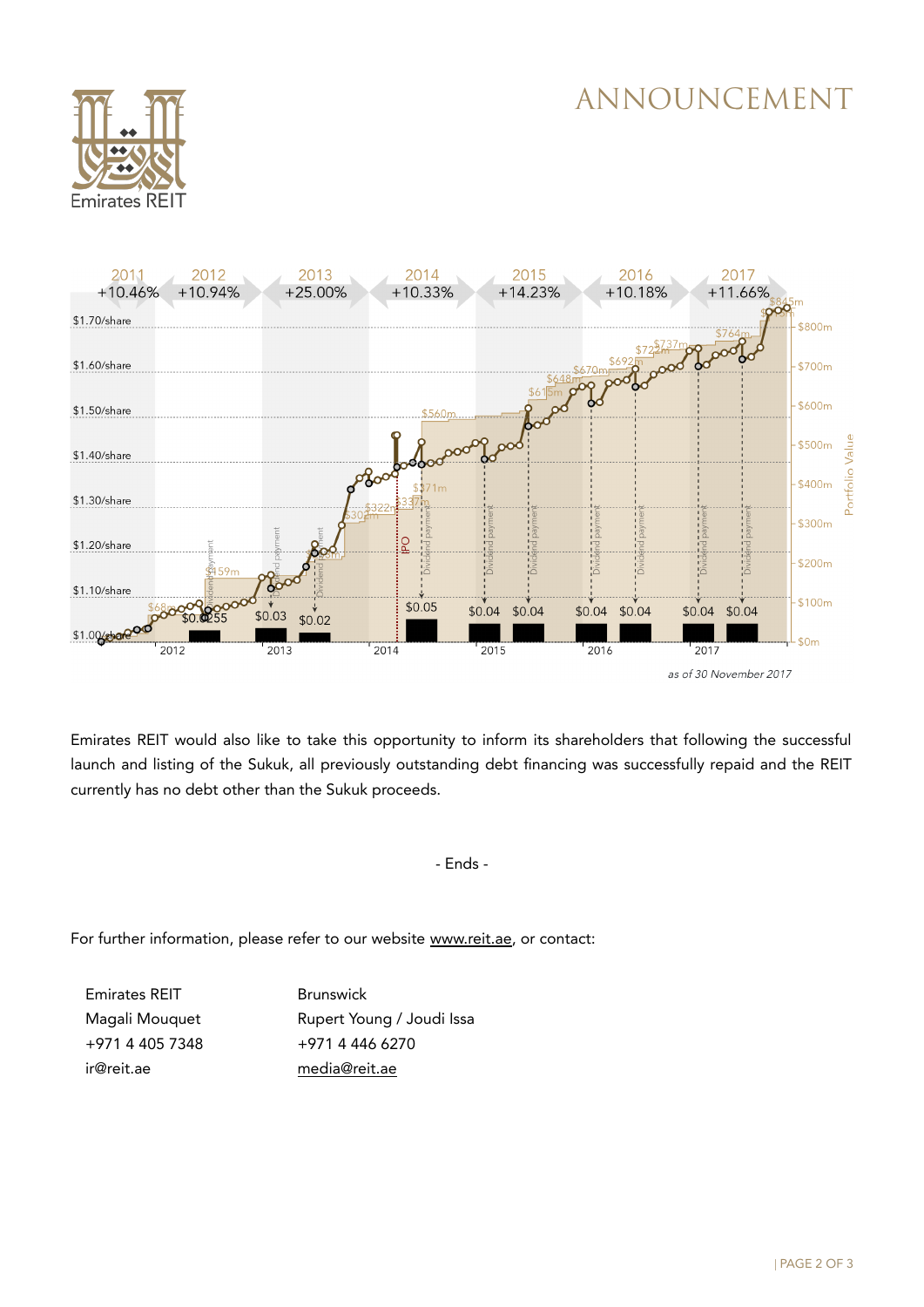ANNOUNCEMENT

Emirates REIT

| 2011 | 2012 | 2013 | 2014 | 2015 | 2016 | 2017 |
|---|---|---|---|---|---|---|
| +10.46% | +10.94% | +25.00% | +10.33% | +14.23% | +10.18% | +11.66% |

*as of 30 November 2017*

Emirates REIT would also like to take this opportunity to inform its shareholders that following the successful launch and listing of the Sukuk, all previously outstanding debt financing was successfully repaid and the REIT currently has no debt other than the Sukuk proceeds.

\- Ends -

For further information, please refer to our website www.reit.ae, or contact:

| Emirates REIT | Brunswick |
|---|---|
| Magali Mouquet | Rupert Young / Joudi Issa |
| +971 4 405 7348 | +971 4 446 6270 |
| ir@reit.ae | media@reit.ae |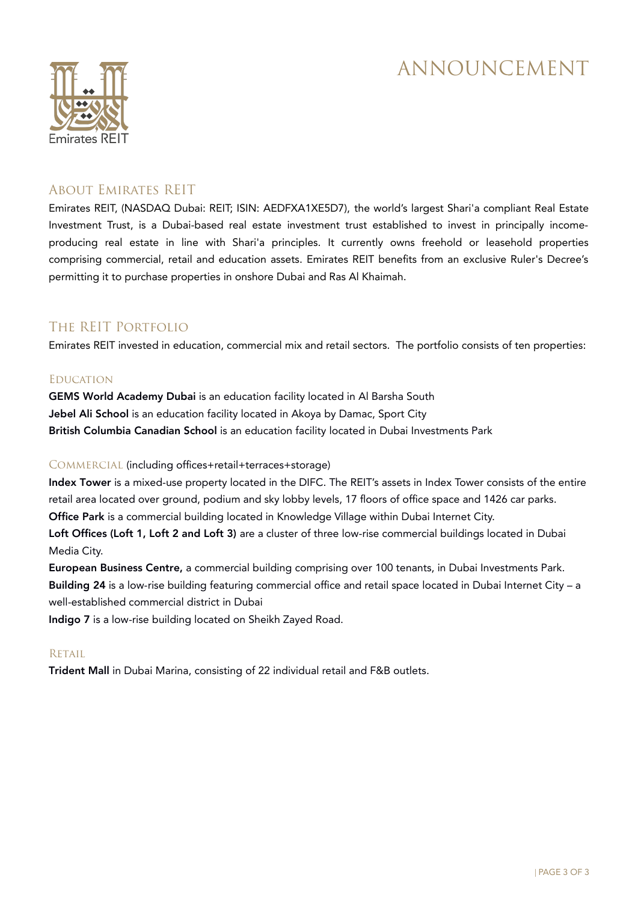# ANNOUNCEMENT

## About Emirates REIT

Emirates REIT, (NASDAQ Dubai: REIT; ISIN: AEDFXA1XE5D7), the world's largest Shari'a compliant Real Estate Investment Trust, is a Dubai-based real estate investment trust established to invest in principally income-producing real estate in line with Shari'a principles. It currently owns freehold or leasehold properties comprising commercial, retail and education assets. Emirates REIT benefits from an exclusive Ruler's Decree's permitting it to purchase properties in onshore Dubai and Ras Al Khaimah.

## The REIT Portfolio

Emirates REIT invested in education, commercial mix and retail sectors. The portfolio consists of ten properties:

### Education

**GEMS World Academy Dubai** is an education facility located in Al Barsha South
**Jebel Ali School** is an education facility located in Akoya by Damac, Sport City
**British Columbia Canadian School** is an education facility located in Dubai Investments Park

### Commercial (including offices+retail+terraces+storage)

**Index Tower** is a mixed-use property located in the DIFC. The REIT's assets in Index Tower consists of the entire retail area located over ground, podium and sky lobby levels, 17 floors of office space and 1426 car parks.
**Office Park** is a commercial building located in Knowledge Village within Dubai Internet City.
**Loft Offices (Loft 1, Loft 2 and Loft 3)** are a cluster of three low-rise commercial buildings located in Dubai Media City.
**European Business Centre,** a commercial building comprising over 100 tenants, in Dubai Investments Park.
**Building 24** is a low-rise building featuring commercial office and retail space located in Dubai Internet City – a well-established commercial district in Dubai
**Indigo 7** is a low-rise building located on Sheikh Zayed Road.

### Retail

**Trident Mall** in Dubai Marina, consisting of 22 individual retail and F&B outlets.